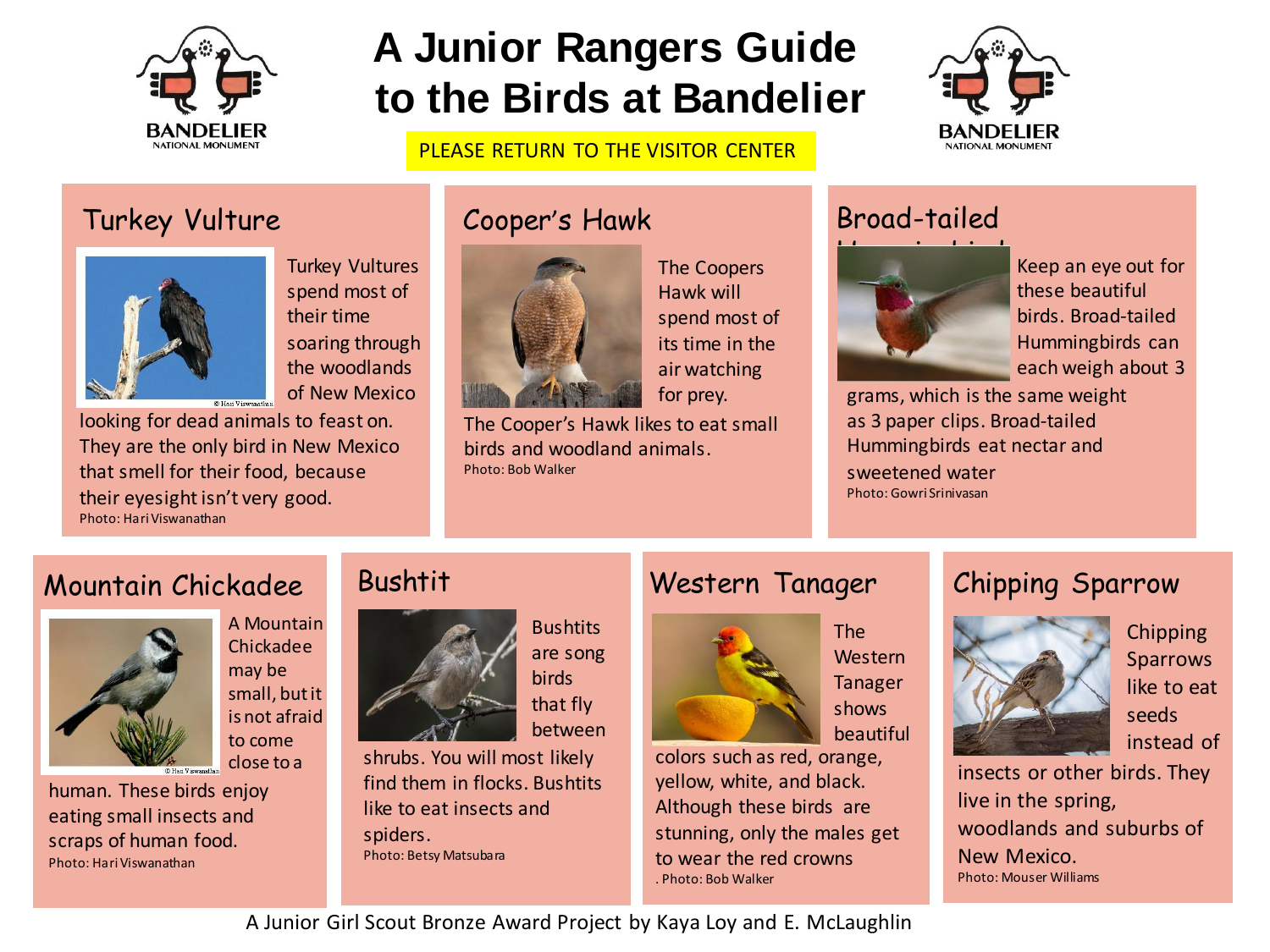# A Junior Rangers Guide to the Birds at Bandelier

PLEASE RETURN TO THE VISITOR CENTER

## Turkey Vulture

Turkey Vultures spend most of their time soaring through the woodlands of New Mexico looking for dead animals to feast on. They are the only bird in New Mexico that smell for their food, because their eyesight isn't very good.

Photo: Hari Viswanathan

## Cooper's Hawk

The Coopers Hawk will spend most of its time in the air watching for prey. The Cooper's Hawk likes to eat small birds and woodland animals.

Photo: Bob Walker

## Broad-tailed Hummingbird

Keep an eye out for these beautiful birds. Broad-tailed Hummingbirds can each weigh about 3 grams, which is the same weight as 3 paper clips. Broad-tailed Hummingbirds eat nectar and sweetened water

Photo: Gowri Srinivasan

## Mountain Chickadee

A Mountain Chickadee may be small, but it is not afraid to come close to a human. These birds enjoy eating small insects and scraps of human food.

Photo: Hari Viswanathan

## Bushtit

Bushtits are song birds that fly between shrubs. You will most likely find them in flocks. Bushtits like to eat insects and spiders.

Photo: Betsy Matsubara

## Western Tanager

The Western Tanager shows beautiful colors such as red, orange, yellow, white, and black. Although these birds are stunning, only the males get to wear the red crowns

. Photo: Bob Walker

## Chipping Sparrow

Chipping Sparrows like to eat seeds instead of insects or other birds. They live in the spring, woodlands and suburbs of New Mexico.

Photo: Mouser Williams

A Junior Girl Scout Bronze Award Project by Kaya Loy and E. McLaughlin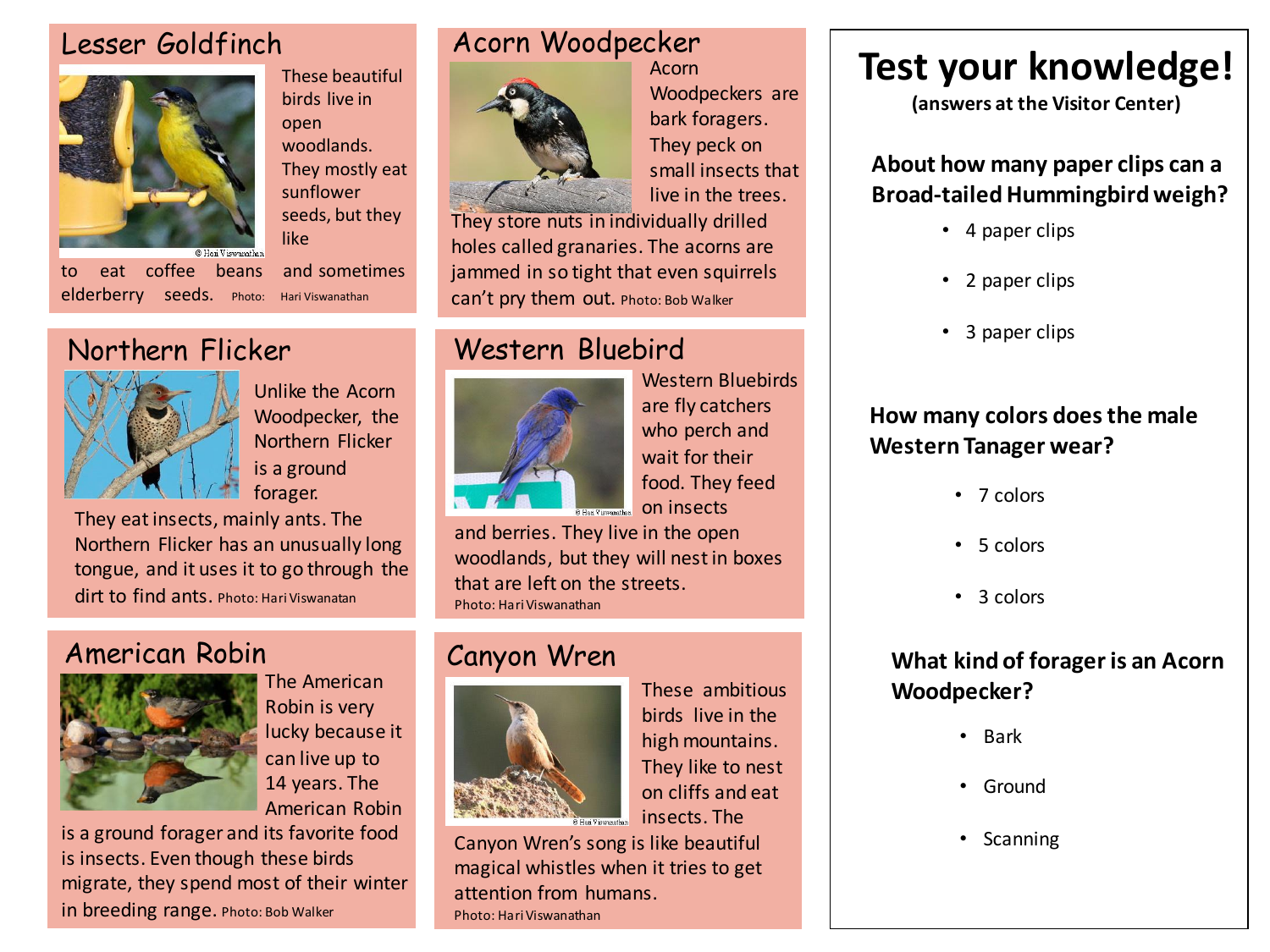## Lesser Goldfinch

These beautiful birds live in open woodlands. They mostly eat sunflower seeds, but they like to eat coffee beans and sometimes elderberry seeds. Photo: Hari Viswanathan

## Acorn Woodpecker

Acorn Woodpeckers are bark foragers. They peck on small insects that live in the trees. They store nuts in individually drilled holes called granaries. The acorns are jammed in so tight that even squirrels can't pry them out. Photo: Bob Walker

## Northern Flicker

Unlike the Acorn Woodpecker, the Northern Flicker is a ground forager. They eat insects, mainly ants. The Northern Flicker has an unusually long tongue, and it uses it to go through the dirt to find ants. Photo: Hari Viswanatan

## Western Bluebird

Western Bluebirds are fly catchers who perch and wait for their food. They feed on insects and berries. They live in the open woodlands, but they will nest in boxes that are left on the streets.
Photo: Hari Viswanathan

## American Robin

The American Robin is very lucky because it can live up to 14 years. The American Robin is a ground forager and its favorite food is insects. Even though these birds migrate, they spend most of their winter in breeding range. Photo: Bob Walker

## Canyon Wren

These ambitious birds live in the high mountains. They like to nest on cliffs and eat insects. The Canyon Wren's song is like beautiful magical whistles when it tries to get attention from humans.
Photo: Hari Viswanathan

# Test your knowledge!

**(answers at the Visitor Center)**

**About how many paper clips can a Broad-tailed Hummingbird weigh?**

- 4 paper clips
- 2 paper clips
- 3 paper clips

**How many colors does the male Western Tanager wear?**

- 7 colors
- 5 colors
- 3 colors

**What kind of forager is an Acorn Woodpecker?**

- Bark
- Ground
- Scanning